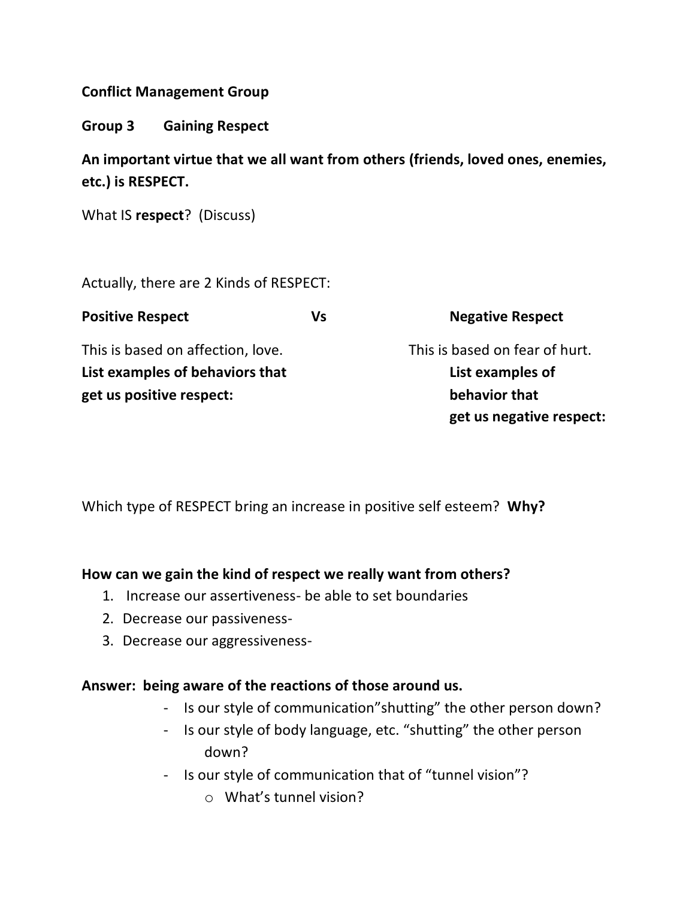**Conflict Management Group**

**Group 3 Gaining Respect**

**An important virtue that we all want from others (friends, loved ones, enemies, etc.) is RESPECT.**

What IS **respect**? (Discuss)

Actually, there are 2 Kinds of RESPECT:

| **Positive Respect** | **Vs** | **Negative Respect** |
|---|---|---|
| This is based on affection, love. | | This is based on fear of hurt. |
| **List examples of behaviors that get us positive respect:** | | **List examples of behavior that get us negative respect:** |

Which type of RESPECT bring an increase in positive self esteem? **Why?**

**How can we gain the kind of respect we really want from others?**

1. Increase our assertiveness- be able to set boundaries
2. Decrease our passiveness-
3. Decrease our aggressiveness-

**Answer: being aware of the reactions of those around us.**

- Is our style of communication"shutting" the other person down?
- Is our style of body language, etc. "shutting" the other person down?
- Is our style of communication that of "tunnel vision"?
    - What's tunnel vision?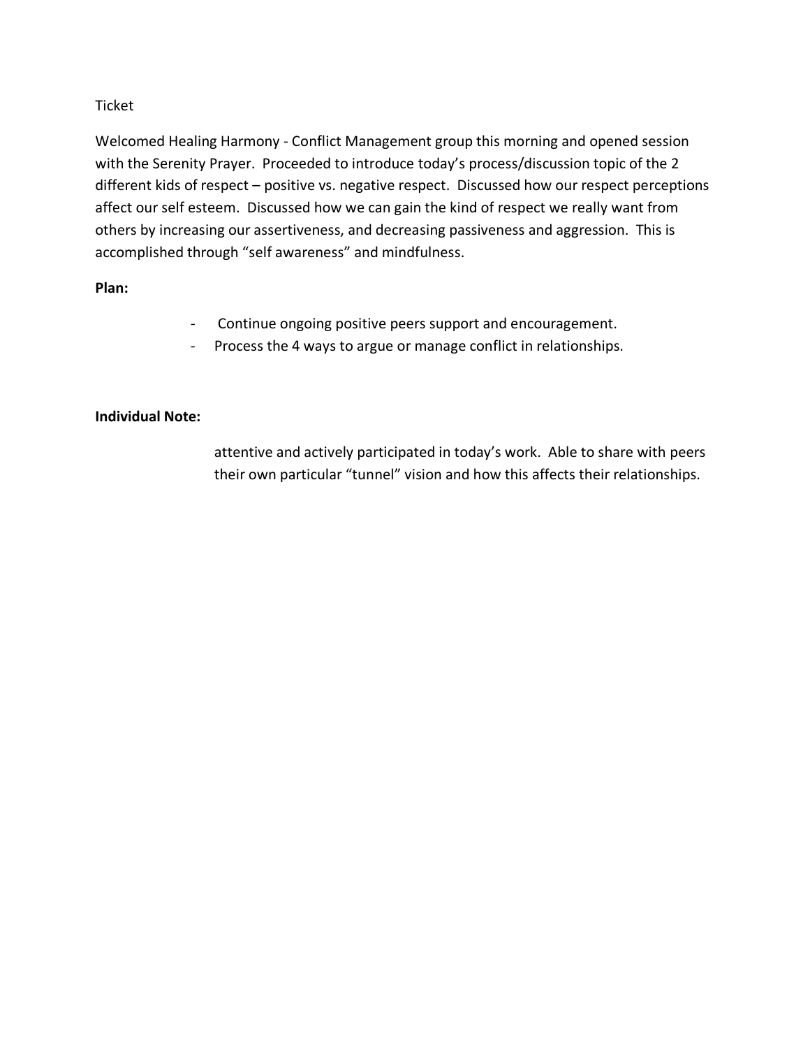Ticket

Welcomed Healing Harmony - Conflict Management group this morning and opened session with the Serenity Prayer. Proceeded to introduce today's process/discussion topic of the 2 different kids of respect – positive vs. negative respect. Discussed how our respect perceptions affect our self esteem. Discussed how we can gain the kind of respect we really want from others by increasing our assertiveness, and decreasing passiveness and aggression. This is accomplished through "self awareness" and mindfulness.

**Plan:**

- Continue ongoing positive peers support and encouragement.
- Process the 4 ways to argue or manage conflict in relationships.

**Individual Note:**

attentive and actively participated in today's work. Able to share with peers their own particular "tunnel" vision and how this affects their relationships.